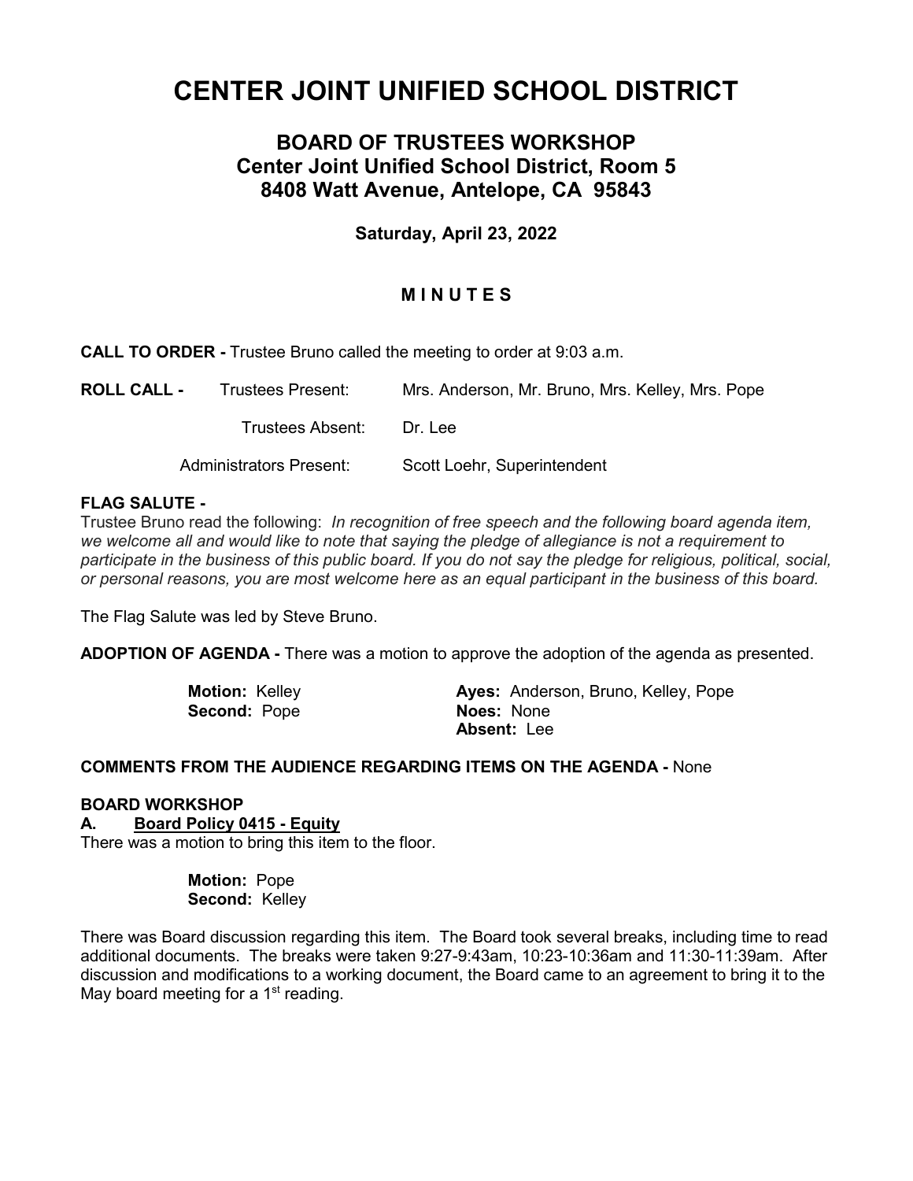# CENTER JOINT UNIFIED SCHOOL DISTRICT

## BOARD OF TRUSTEES WORKSHOP
## Center Joint Unified School District, Room 5
## 8408 Watt Avenue, Antelope, CA 95843

**Saturday, April 23, 2022**

**M I N U T E S**

**CALL TO ORDER -** Trustee Bruno called the meeting to order at 9:03 a.m.

| | | |
|---|---|---|
| **ROLL CALL -** | Trustees Present: | Mrs. Anderson, Mr. Bruno, Mrs. Kelley, Mrs. Pope |
| | Trustees Absent: | Dr. Lee |
| | Administrators Present: | Scott Loehr, Superintendent |

**FLAG SALUTE -**
Trustee Bruno read the following: *In recognition of free speech and the following board agenda item, we welcome all and would like to note that saying the pledge of allegiance is not a requirement to participate in the business of this public board. If you do not say the pledge for religious, political, social, or personal reasons, you are most welcome here as an equal participant in the business of this board.*

The Flag Salute was led by Steve Bruno.

**ADOPTION OF AGENDA -** There was a motion to approve the adoption of the agenda as presented.

**Motion:** Kelley
**Second:** Pope

**Ayes:** Anderson, Bruno, Kelley, Pope
**Noes:** None
**Absent:** Lee

**COMMENTS FROM THE AUDIENCE REGARDING ITEMS ON THE AGENDA -** None

**BOARD WORKSHOP**

**A. Board Policy 0415 - Equity**

There was a motion to bring this item to the floor.

**Motion:** Pope
**Second:** Kelley

There was Board discussion regarding this item. The Board took several breaks, including time to read additional documents. The breaks were taken 9:27-9:43am, 10:23-10:36am and 11:30-11:39am. After discussion and modifications to a working document, the Board came to an agreement to bring it to the May board meeting for a 1st reading.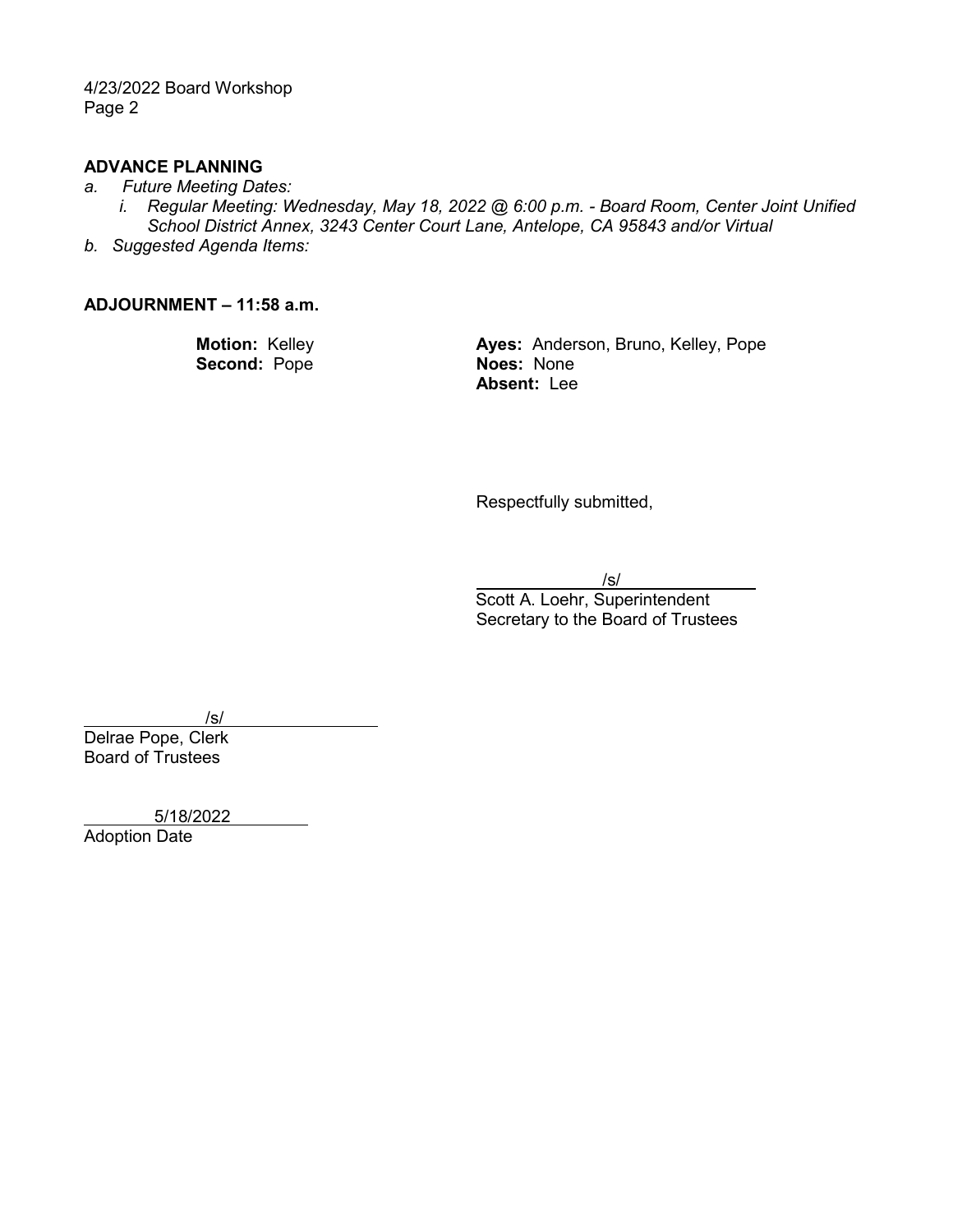## ADVANCE PLANNING

*a. Future Meeting Dates:*

*i. Regular Meeting: Wednesday, May 18, 2022 @ 6:00 p.m. - Board Room, Center Joint Unified School District Annex, 3243 Center Court Lane, Antelope, CA 95843 and/or Virtual*

*b. Suggested Agenda Items:*

## ADJOURNMENT – 11:58 a.m.

**Motion:** Kelley
**Second:** Pope

**Ayes:** Anderson, Bruno, Kelley, Pope
**Noes:** None
**Absent:** Lee

Respectfully submitted,

/s/
Scott A. Loehr, Superintendent
Secretary to the Board of Trustees

/s/
Delrae Pope, Clerk
Board of Trustees

5/18/2022
Adoption Date